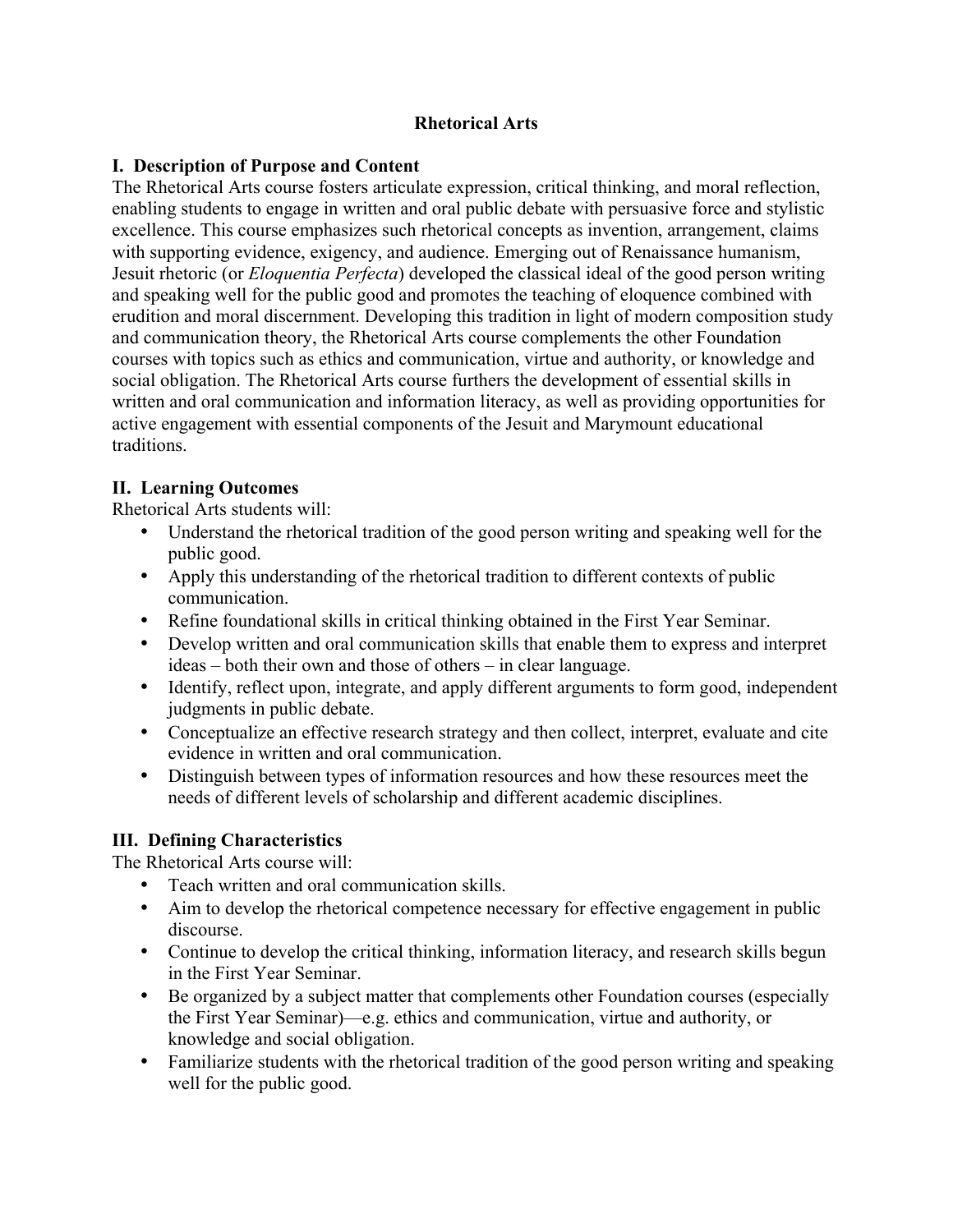# Rhetorical Arts

## I. Description of Purpose and Content

The Rhetorical Arts course fosters articulate expression, critical thinking, and moral reflection, enabling students to engage in written and oral public debate with persuasive force and stylistic excellence. This course emphasizes such rhetorical concepts as invention, arrangement, claims with supporting evidence, exigency, and audience. Emerging out of Renaissance humanism, Jesuit rhetoric (or *Eloquentia Perfecta*) developed the classical ideal of the good person writing and speaking well for the public good and promotes the teaching of eloquence combined with erudition and moral discernment. Developing this tradition in light of modern composition study and communication theory, the Rhetorical Arts course complements the other Foundation courses with topics such as ethics and communication, virtue and authority, or knowledge and social obligation. The Rhetorical Arts course furthers the development of essential skills in written and oral communication and information literacy, as well as providing opportunities for active engagement with essential components of the Jesuit and Marymount educational traditions.

## II. Learning Outcomes

Rhetorical Arts students will:

- Understand the rhetorical tradition of the good person writing and speaking well for the public good.
- Apply this understanding of the rhetorical tradition to different contexts of public communication.
- Refine foundational skills in critical thinking obtained in the First Year Seminar.
- Develop written and oral communication skills that enable them to express and interpret ideas – both their own and those of others – in clear language.
- Identify, reflect upon, integrate, and apply different arguments to form good, independent judgments in public debate.
- Conceptualize an effective research strategy and then collect, interpret, evaluate and cite evidence in written and oral communication.
- Distinguish between types of information resources and how these resources meet the needs of different levels of scholarship and different academic disciplines.

## III. Defining Characteristics

The Rhetorical Arts course will:

- Teach written and oral communication skills.
- Aim to develop the rhetorical competence necessary for effective engagement in public discourse.
- Continue to develop the critical thinking, information literacy, and research skills begun in the First Year Seminar.
- Be organized by a subject matter that complements other Foundation courses (especially the First Year Seminar)—e.g. ethics and communication, virtue and authority, or knowledge and social obligation.
- Familiarize students with the rhetorical tradition of the good person writing and speaking well for the public good.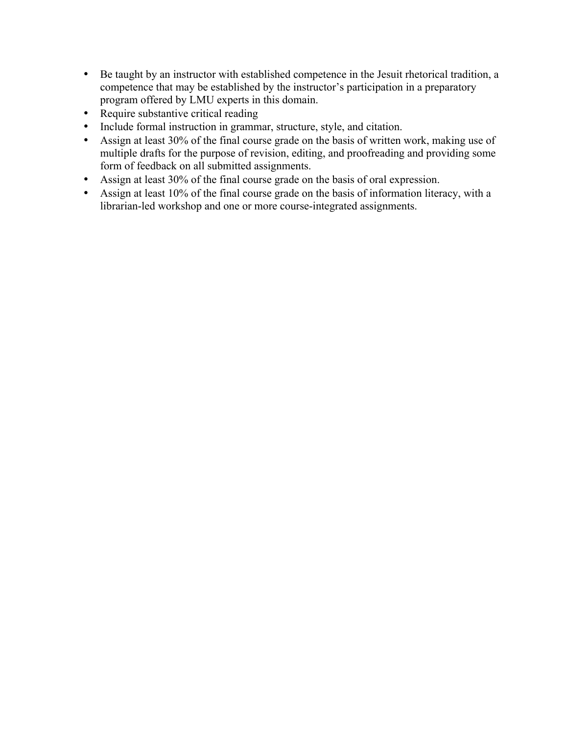- Be taught by an instructor with established competence in the Jesuit rhetorical tradition, a competence that may be established by the instructor's participation in a preparatory program offered by LMU experts in this domain.
- Require substantive critical reading
- Include formal instruction in grammar, structure, style, and citation.
- Assign at least 30% of the final course grade on the basis of written work, making use of multiple drafts for the purpose of revision, editing, and proofreading and providing some form of feedback on all submitted assignments.
- Assign at least 30% of the final course grade on the basis of oral expression.
- Assign at least 10% of the final course grade on the basis of information literacy, with a librarian-led workshop and one or more course-integrated assignments.